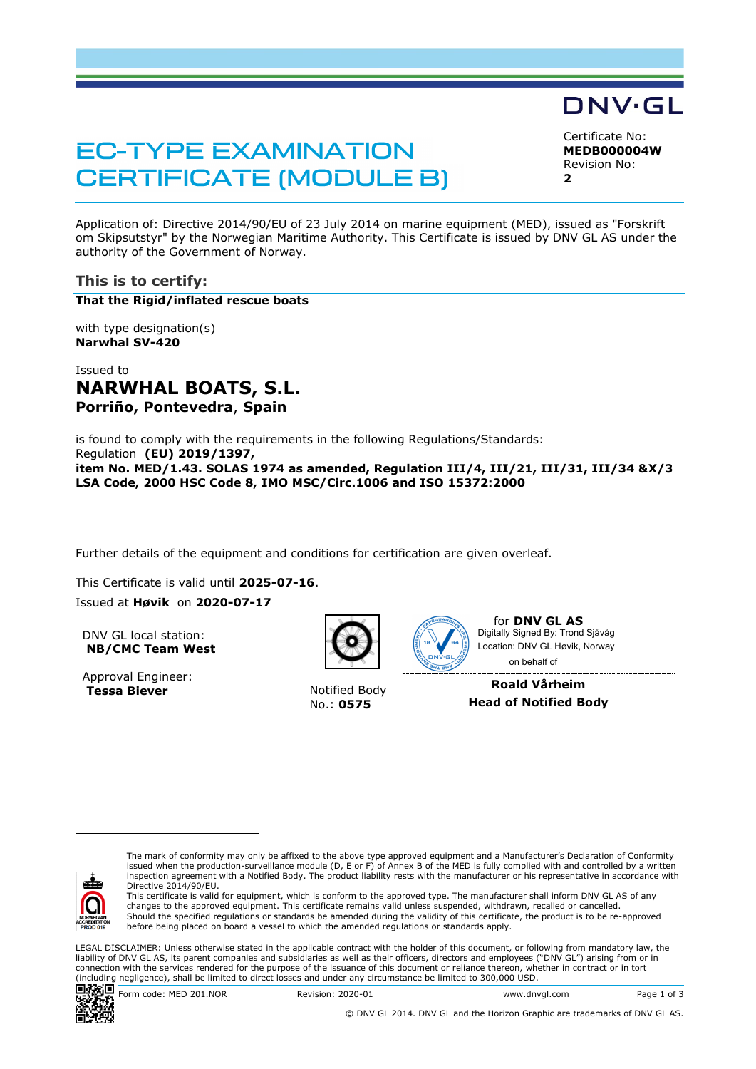DNV·GL

# EC-TYPE EXAMINATION CERTIFICATE (MODULE B)

Certificate No:
**MEDB000004W**
Revision No:
**2**

Application of: Directive 2014/90/EU of 23 July 2014 on marine equipment (MED), issued as "Forskrift om Skipsutstyr" by the Norwegian Maritime Authority. This Certificate is issued by DNV GL AS under the authority of the Government of Norway.

## This is to certify:

**That the Rigid/inflated rescue boats**

with type designation(s)
**Narwhal SV-420**

Issued to
## NARWHAL BOATS, S.L.
**Porriño, Pontevedra, Spain**

is found to comply with the requirements in the following Regulations/Standards:
Regulation **(EU) 2019/1397,**
**item No. MED/1.43. SOLAS 1974 as amended, Regulation III/4, III/21, III/31, III/34 &X/3 LSA Code, 2000 HSC Code 8, IMO MSC/Circ.1006 and ISO 15372:2000**

Further details of the equipment and conditions for certification are given overleaf.

This Certificate is valid until **2025-07-16**.

Issued at **Høvik** on **2020-07-17**

DNV GL local station:
**NB/CMC Team West**

Approval Engineer:
**Tessa Biever**

Notified Body
No.: **0575**

for **DNV GL AS**
Digitally Signed By: Trond Sjåvåg
Location: DNV GL Høvik, Norway
on behalf of

**Roald Vårheim**
**Head of Notified Body**

The mark of conformity may only be affixed to the above type approved equipment and a Manufacturer's Declaration of Conformity issued when the production-surveillance module (D, E or F) of Annex B of the MED is fully complied with and controlled by a written inspection agreement with a Notified Body. The product liability rests with the manufacturer or his representative in accordance with Directive 2014/90/EU.
This certificate is valid for equipment, which is conform to the approved type. The manufacturer shall inform DNV GL AS of any changes to the approved equipment. This certificate remains valid unless suspended, withdrawn, recalled or cancelled.
Should the specified regulations or standards be amended during the validity of this certificate, the product is to be re-approved before being placed on board a vessel to which the amended regulations or standards apply.

LEGAL DISCLAIMER: Unless otherwise stated in the applicable contract with the holder of this document, or following from mandatory law, the liability of DNV GL AS, its parent companies and subsidiaries as well as their officers, directors and employees ("DNV GL") arising from or in connection with the services rendered for the purpose of the issuance of this document or reliance thereon, whether in contract or in tort (including negligence), shall be limited to direct losses and under any circumstance be limited to 300,000 USD.

Form code: MED 201.NOR    Revision: 2020-01    www.dnvgl.com

© DNV GL 2014. DNV GL and the Horizon Graphic are trademarks of DNV GL AS.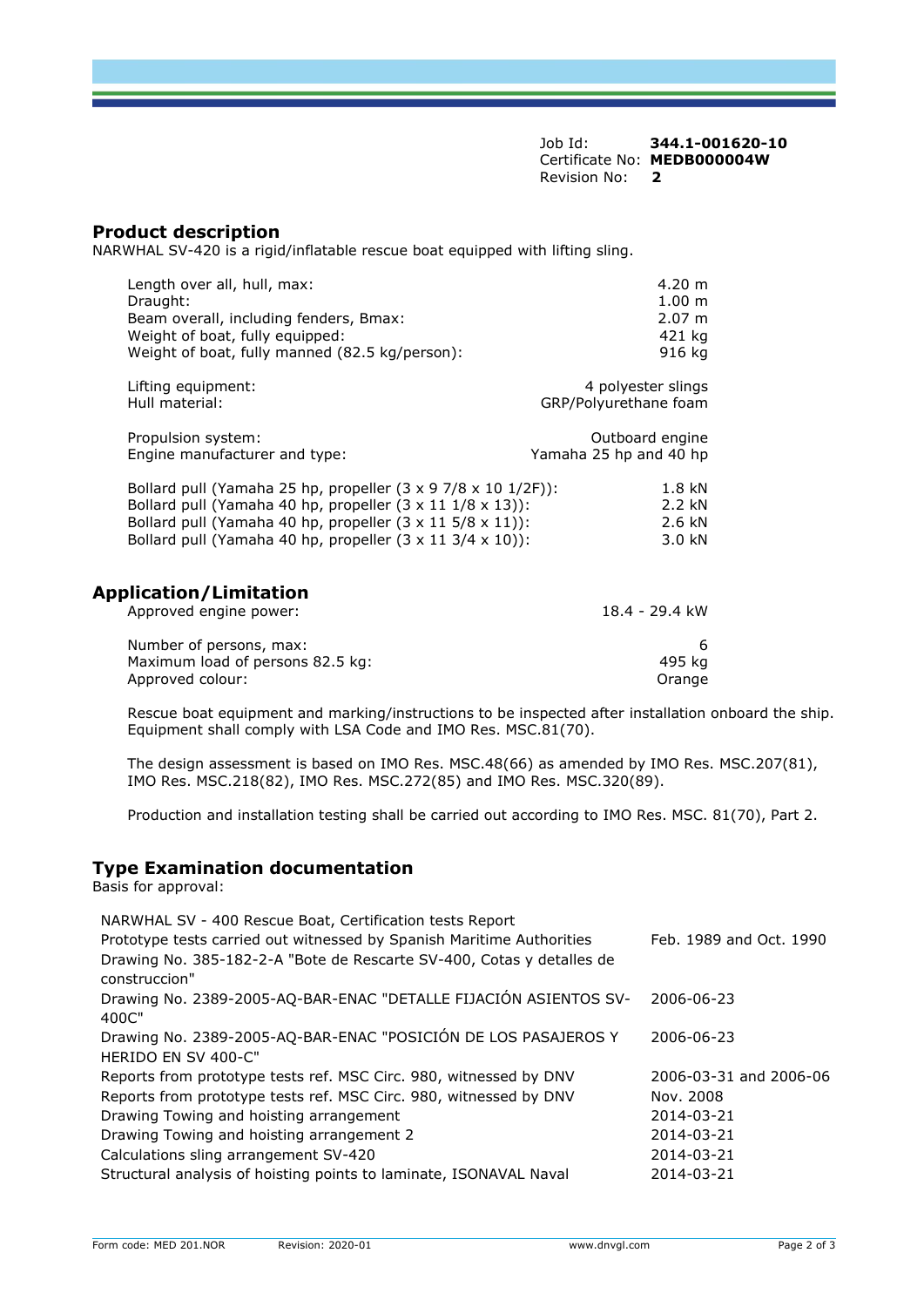Job Id: **344.1-001620-10**
Certificate No: **MEDB000004W**
Revision No: **2**

## Product description

NARWHAL SV-420 is a rigid/inflatable rescue boat equipped with lifting sling.

| | |
|---|---|
| Length over all, hull, max: | 4.20 m |
| Draught: | 1.00 m |
| Beam overall, including fenders, Bmax: | 2.07 m |
| Weight of boat, fully equipped: | 421 kg |
| Weight of boat, fully manned (82.5 kg/person): | 916 kg |
| Lifting equipment: | 4 polyester slings |
| Hull material: | GRP/Polyurethane foam |
| Propulsion system: | Outboard engine |
| Engine manufacturer and type: | Yamaha 25 hp and 40 hp |
| Bollard pull (Yamaha 25 hp, propeller (3 x 9 7/8 x 10 1/2F)): | 1.8 kN |
| Bollard pull (Yamaha 40 hp, propeller (3 x 11 1/8 x 13)): | 2.2 kN |
| Bollard pull (Yamaha 40 hp, propeller (3 x 11 5/8 x 11)): | 2.6 kN |
| Bollard pull (Yamaha 40 hp, propeller (3 x 11 3/4 x 10)): | 3.0 kN |

## Application/Limitation

| | |
|---|---|
| Approved engine power: | 18.4 - 29.4 kW |
| Number of persons, max: | 6 |
| Maximum load of persons 82.5 kg: | 495 kg |
| Approved colour: | Orange |

Rescue boat equipment and marking/instructions to be inspected after installation onboard the ship. Equipment shall comply with LSA Code and IMO Res. MSC.81(70).

The design assessment is based on IMO Res. MSC.48(66) as amended by IMO Res. MSC.207(81), IMO Res. MSC.218(82), IMO Res. MSC.272(85) and IMO Res. MSC.320(89).

Production and installation testing shall be carried out according to IMO Res. MSC. 81(70), Part 2.

## Type Examination documentation

Basis for approval:

| | |
|---|---|
| NARWHAL SV - 400 Rescue Boat, Certification tests Report | |
| Prototype tests carried out witnessed by Spanish Maritime Authorities | Feb. 1989 and Oct. 1990 |
| Drawing No. 385-182-2-A "Bote de Rescarte SV-400, Cotas y detalles de construccion" | |
| Drawing No. 2389-2005-AQ-BAR-ENAC "DETALLE FIJACIÓN ASIENTOS SV-400C" | 2006-06-23 |
| Drawing No. 2389-2005-AQ-BAR-ENAC "POSICIÓN DE LOS PASAJEROS Y HERIDO EN SV 400-C" | 2006-06-23 |
| Reports from prototype tests ref. MSC Circ. 980, witnessed by DNV | 2006-03-31 and 2006-06 |
| Reports from prototype tests ref. MSC Circ. 980, witnessed by DNV | Nov. 2008 |
| Drawing Towing and hoisting arrangement | 2014-03-21 |
| Drawing Towing and hoisting arrangement 2 | 2014-03-21 |
| Calculations sling arrangement SV-420 | 2014-03-21 |
| Structural analysis of hoisting points to laminate, ISONAVAL Naval | 2014-03-21 |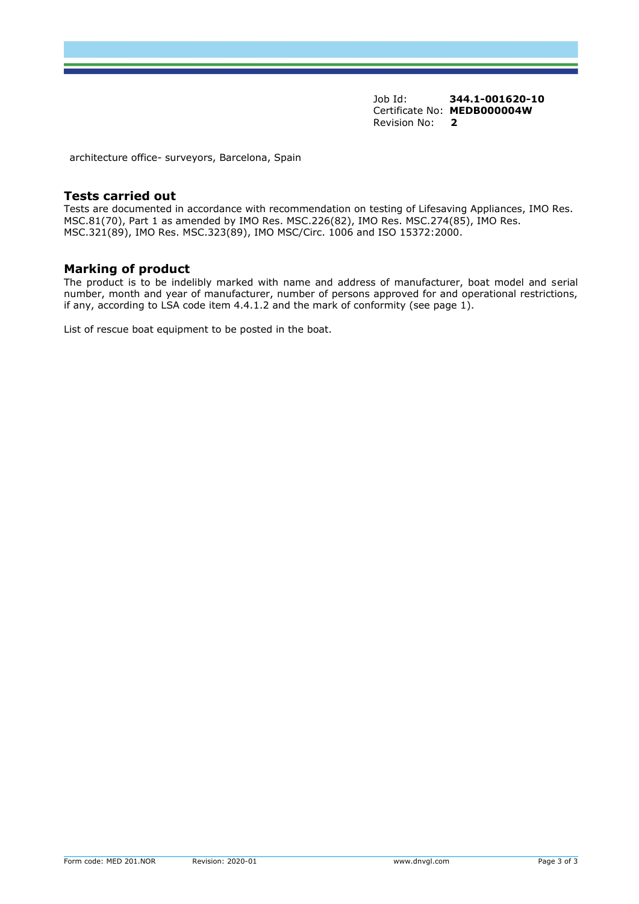Job Id: **344.1-001620-10**
Certificate No: **MEDB000004W**
Revision No: **2**

architecture office- surveyors, Barcelona, Spain

## Tests carried out

Tests are documented in accordance with recommendation on testing of Lifesaving Appliances, IMO Res. MSC.81(70), Part 1 as amended by IMO Res. MSC.226(82), IMO Res. MSC.274(85), IMO Res. MSC.321(89), IMO Res. MSC.323(89), IMO MSC/Circ. 1006 and ISO 15372:2000.

## Marking of product

The product is to be indelibly marked with name and address of manufacturer, boat model and serial number, month and year of manufacturer, number of persons approved for and operational restrictions, if any, according to LSA code item 4.4.1.2 and the mark of conformity (see page 1).

List of rescue boat equipment to be posted in the boat.